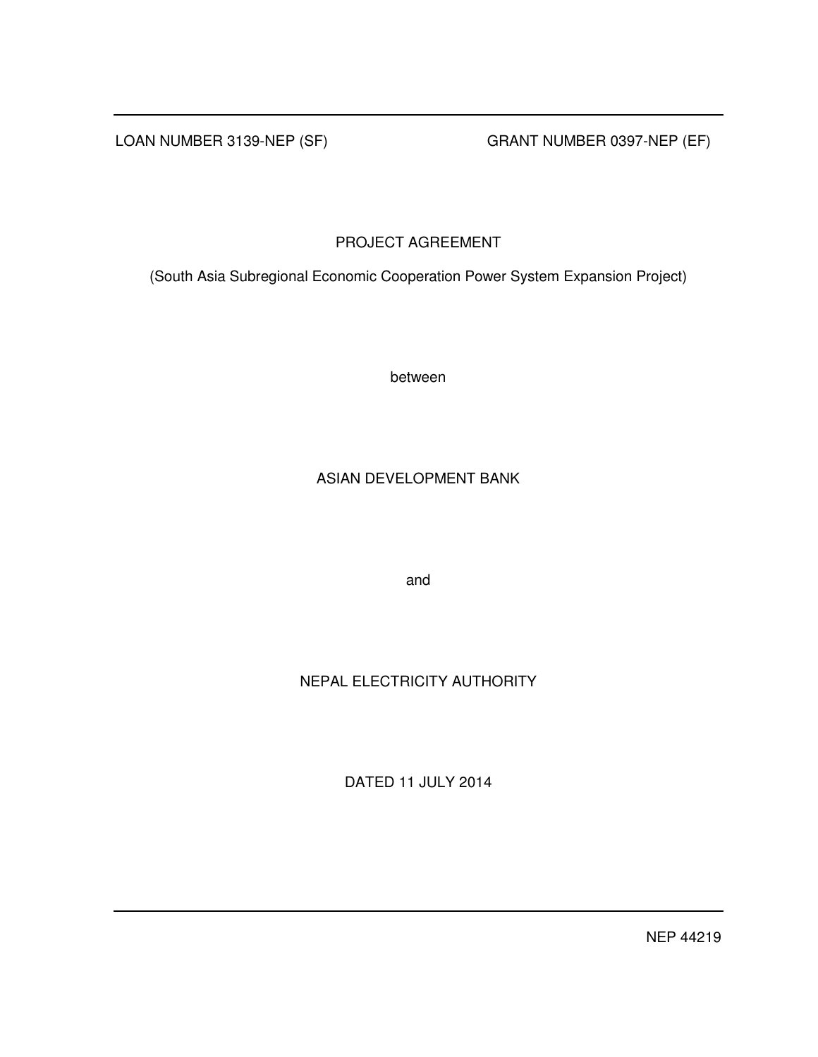LOAN NUMBER 3139-NEP (SF) GRANT NUMBER 0397-NEP (EF)

# PROJECT AGREEMENT

(South Asia Subregional Economic Cooperation Power System Expansion Project)

between

ASIAN DEVELOPMENT BANK

and

NEPAL ELECTRICITY AUTHORITY

DATED 11 JULY 2014

NEP 44219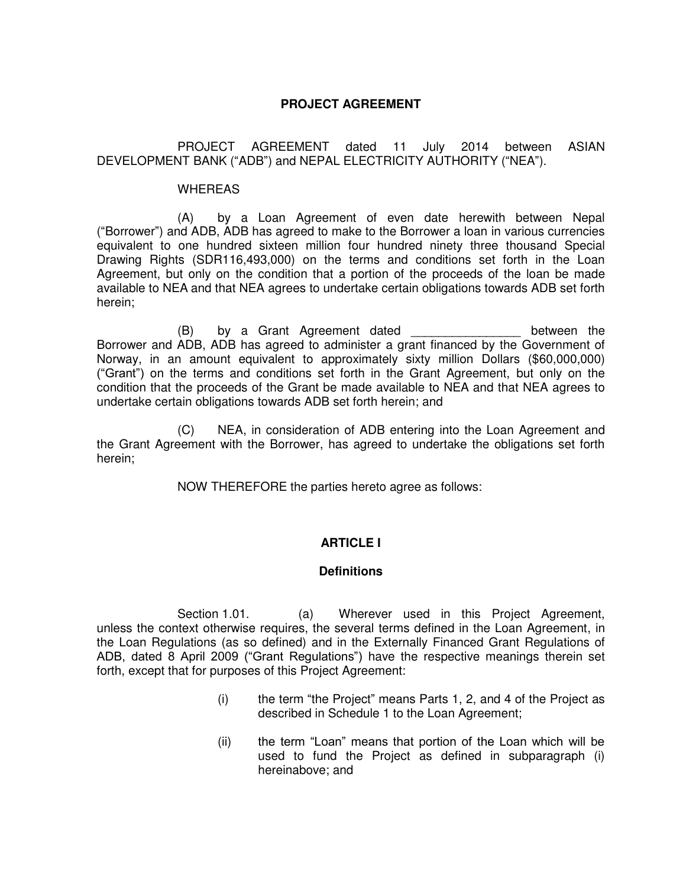**PROJECT AGREEMENT**

PROJECT AGREEMENT dated 11 July 2014 between ASIAN DEVELOPMENT BANK ("ADB") and NEPAL ELECTRICITY AUTHORITY ("NEA").

WHEREAS

(A) by a Loan Agreement of even date herewith between Nepal ("Borrower") and ADB, ADB has agreed to make to the Borrower a loan in various currencies equivalent to one hundred sixteen million four hundred ninety three thousand Special Drawing Rights (SDR116,493,000) on the terms and conditions set forth in the Loan Agreement, but only on the condition that a portion of the proceeds of the loan be made available to NEA and that NEA agrees to undertake certain obligations towards ADB set forth herein;

(B) by a Grant Agreement dated ________________ between the Borrower and ADB, ADB has agreed to administer a grant financed by the Government of Norway, in an amount equivalent to approximately sixty million Dollars ($60,000,000) ("Grant") on the terms and conditions set forth in the Grant Agreement, but only on the condition that the proceeds of the Grant be made available to NEA and that NEA agrees to undertake certain obligations towards ADB set forth herein; and

(C) NEA, in consideration of ADB entering into the Loan Agreement and the Grant Agreement with the Borrower, has agreed to undertake the obligations set forth herein;

NOW THEREFORE the parties hereto agree as follows:

## ARTICLE I

### Definitions

Section 1.01. (a) Wherever used in this Project Agreement, unless the context otherwise requires, the several terms defined in the Loan Agreement, in the Loan Regulations (as so defined) and in the Externally Financed Grant Regulations of ADB, dated 8 April 2009 ("Grant Regulations") have the respective meanings therein set forth, except that for purposes of this Project Agreement:

(i) the term "the Project" means Parts 1, 2, and 4 of the Project as described in Schedule 1 to the Loan Agreement;

(ii) the term "Loan" means that portion of the Loan which will be used to fund the Project as defined in subparagraph (i) hereinabove; and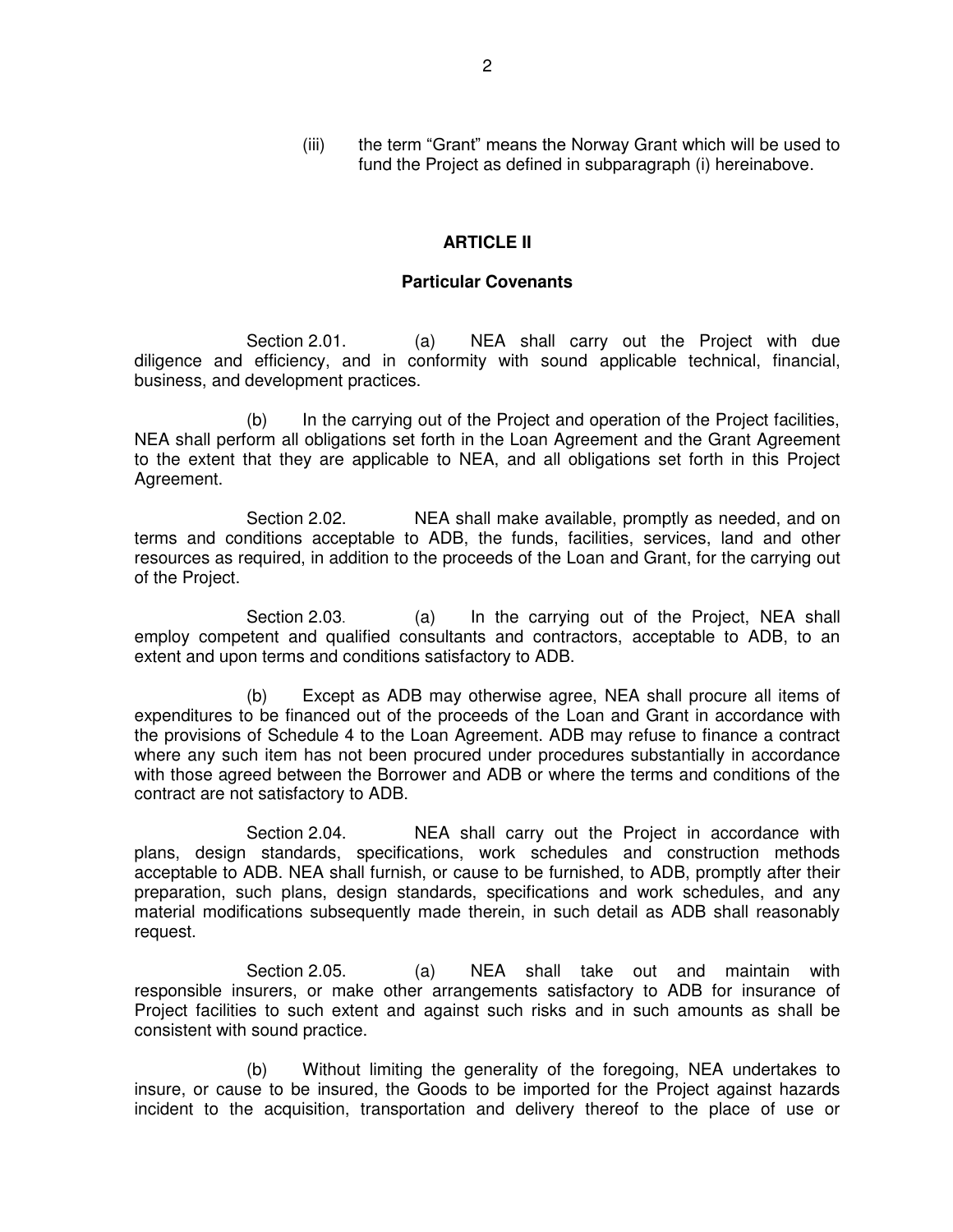(iii) the term "Grant" means the Norway Grant which will be used to fund the Project as defined in subparagraph (i) hereinabove.

## ARTICLE II

### Particular Covenants

Section 2.01. (a) NEA shall carry out the Project with due diligence and efficiency, and in conformity with sound applicable technical, financial, business, and development practices.

(b) In the carrying out of the Project and operation of the Project facilities, NEA shall perform all obligations set forth in the Loan Agreement and the Grant Agreement to the extent that they are applicable to NEA, and all obligations set forth in this Project Agreement.

Section 2.02. NEA shall make available, promptly as needed, and on terms and conditions acceptable to ADB, the funds, facilities, services, land and other resources as required, in addition to the proceeds of the Loan and Grant, for the carrying out of the Project.

Section 2.03. (a) In the carrying out of the Project, NEA shall employ competent and qualified consultants and contractors, acceptable to ADB, to an extent and upon terms and conditions satisfactory to ADB.

(b) Except as ADB may otherwise agree, NEA shall procure all items of expenditures to be financed out of the proceeds of the Loan and Grant in accordance with the provisions of Schedule 4 to the Loan Agreement. ADB may refuse to finance a contract where any such item has not been procured under procedures substantially in accordance with those agreed between the Borrower and ADB or where the terms and conditions of the contract are not satisfactory to ADB.

Section 2.04. NEA shall carry out the Project in accordance with plans, design standards, specifications, work schedules and construction methods acceptable to ADB. NEA shall furnish, or cause to be furnished, to ADB, promptly after their preparation, such plans, design standards, specifications and work schedules, and any material modifications subsequently made therein, in such detail as ADB shall reasonably request.

Section 2.05. (a) NEA shall take out and maintain with responsible insurers, or make other arrangements satisfactory to ADB for insurance of Project facilities to such extent and against such risks and in such amounts as shall be consistent with sound practice.

(b) Without limiting the generality of the foregoing, NEA undertakes to insure, or cause to be insured, the Goods to be imported for the Project against hazards incident to the acquisition, transportation and delivery thereof to the place of use or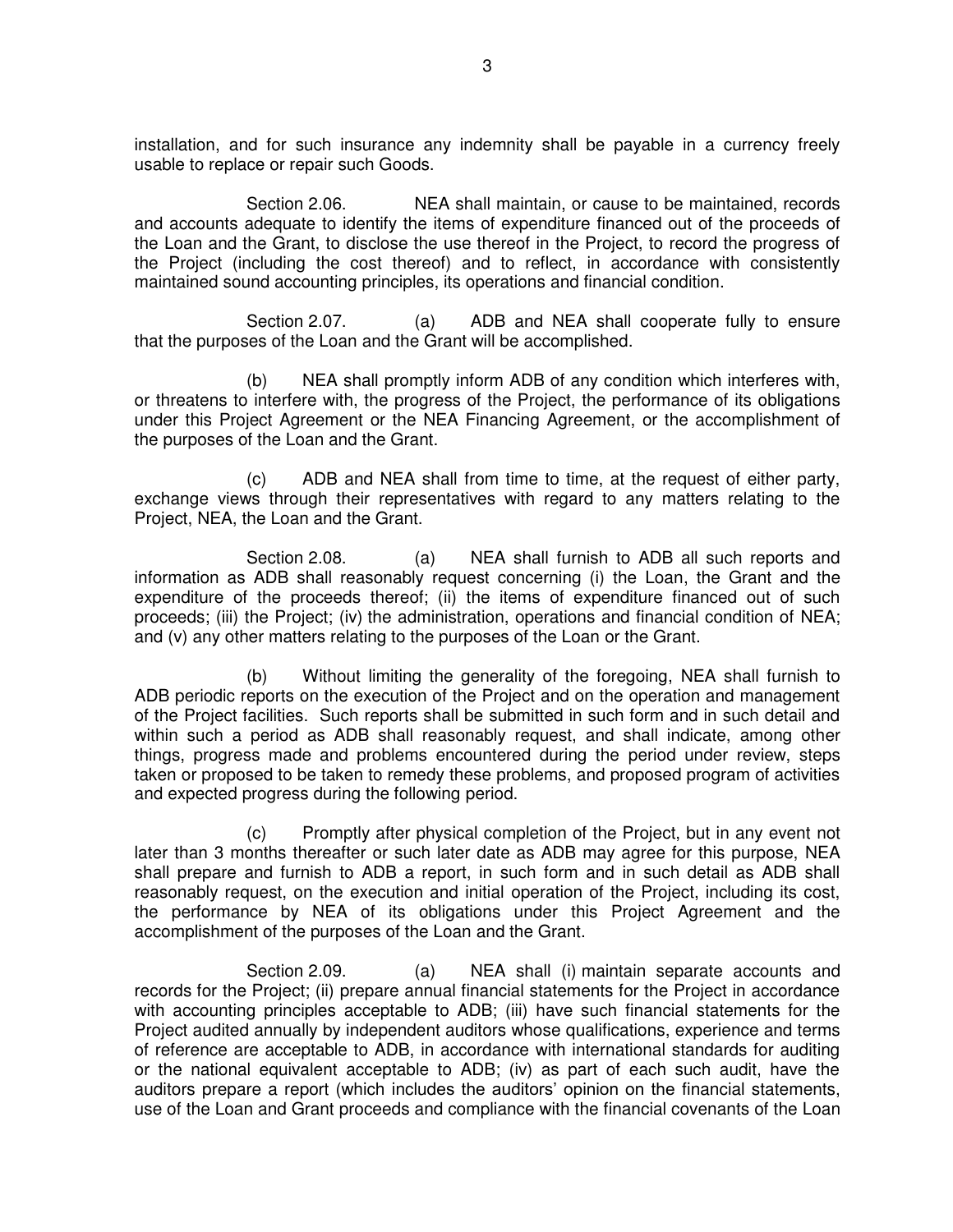installation, and for such insurance any indemnity shall be payable in a currency freely usable to replace or repair such Goods.

Section 2.06. NEA shall maintain, or cause to be maintained, records and accounts adequate to identify the items of expenditure financed out of the proceeds of the Loan and the Grant, to disclose the use thereof in the Project, to record the progress of the Project (including the cost thereof) and to reflect, in accordance with consistently maintained sound accounting principles, its operations and financial condition.

Section 2.07. (a) ADB and NEA shall cooperate fully to ensure that the purposes of the Loan and the Grant will be accomplished.

(b) NEA shall promptly inform ADB of any condition which interferes with, or threatens to interfere with, the progress of the Project, the performance of its obligations under this Project Agreement or the NEA Financing Agreement, or the accomplishment of the purposes of the Loan and the Grant.

(c) ADB and NEA shall from time to time, at the request of either party, exchange views through their representatives with regard to any matters relating to the Project, NEA, the Loan and the Grant.

Section 2.08. (a) NEA shall furnish to ADB all such reports and information as ADB shall reasonably request concerning (i) the Loan, the Grant and the expenditure of the proceeds thereof; (ii) the items of expenditure financed out of such proceeds; (iii) the Project; (iv) the administration, operations and financial condition of NEA; and (v) any other matters relating to the purposes of the Loan or the Grant.

(b) Without limiting the generality of the foregoing, NEA shall furnish to ADB periodic reports on the execution of the Project and on the operation and management of the Project facilities. Such reports shall be submitted in such form and in such detail and within such a period as ADB shall reasonably request, and shall indicate, among other things, progress made and problems encountered during the period under review, steps taken or proposed to be taken to remedy these problems, and proposed program of activities and expected progress during the following period.

(c) Promptly after physical completion of the Project, but in any event not later than 3 months thereafter or such later date as ADB may agree for this purpose, NEA shall prepare and furnish to ADB a report, in such form and in such detail as ADB shall reasonably request, on the execution and initial operation of the Project, including its cost, the performance by NEA of its obligations under this Project Agreement and the accomplishment of the purposes of the Loan and the Grant.

Section 2.09. (a) NEA shall (i) maintain separate accounts and records for the Project; (ii) prepare annual financial statements for the Project in accordance with accounting principles acceptable to ADB; (iii) have such financial statements for the Project audited annually by independent auditors whose qualifications, experience and terms of reference are acceptable to ADB, in accordance with international standards for auditing or the national equivalent acceptable to ADB; (iv) as part of each such audit, have the auditors prepare a report (which includes the auditors' opinion on the financial statements, use of the Loan and Grant proceeds and compliance with the financial covenants of the Loan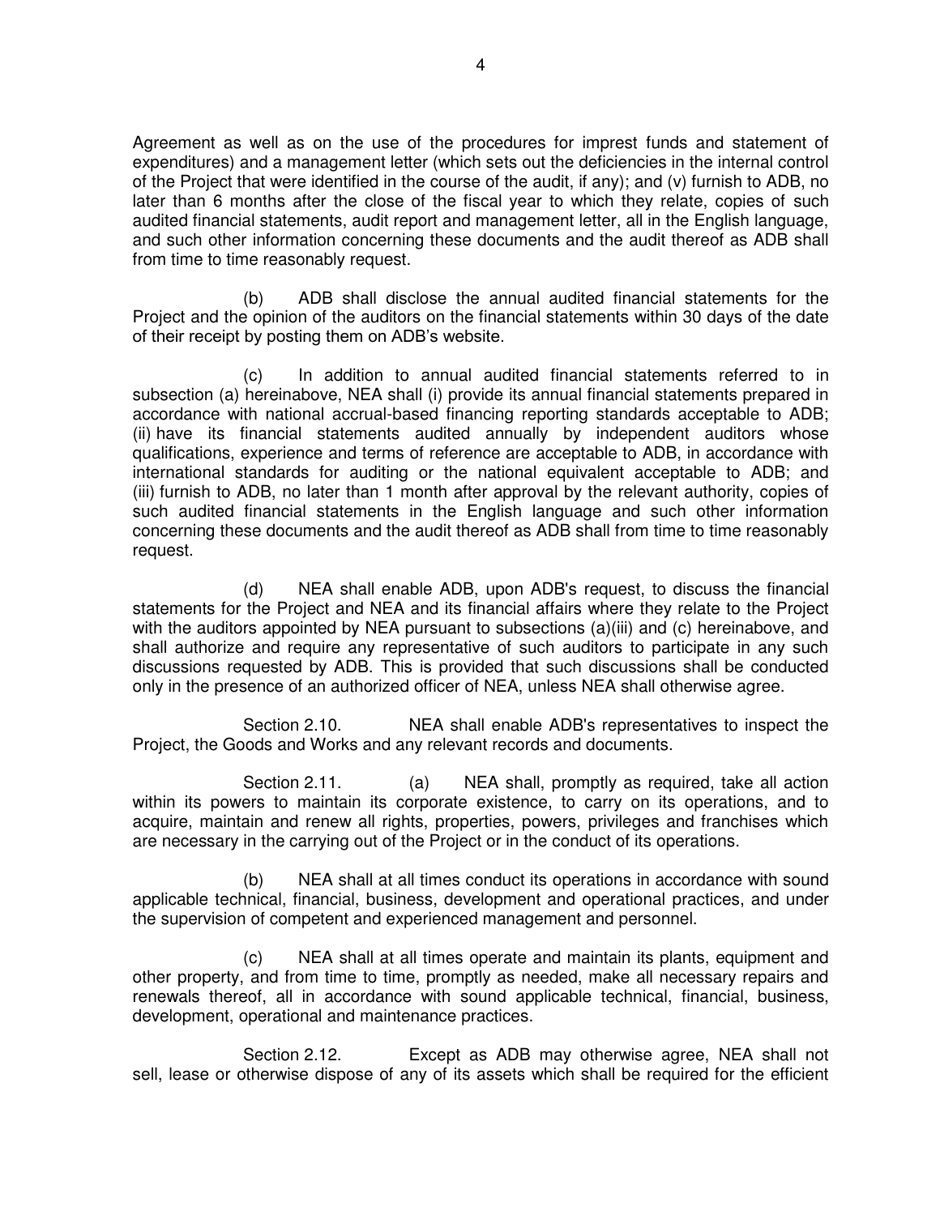Agreement as well as on the use of the procedures for imprest funds and statement of expenditures) and a management letter (which sets out the deficiencies in the internal control of the Project that were identified in the course of the audit, if any); and (v) furnish to ADB, no later than 6 months after the close of the fiscal year to which they relate, copies of such audited financial statements, audit report and management letter, all in the English language, and such other information concerning these documents and the audit thereof as ADB shall from time to time reasonably request.

(b) ADB shall disclose the annual audited financial statements for the Project and the opinion of the auditors on the financial statements within 30 days of the date of their receipt by posting them on ADB's website.

(c) In addition to annual audited financial statements referred to in subsection (a) hereinabove, NEA shall (i) provide its annual financial statements prepared in accordance with national accrual-based financing reporting standards acceptable to ADB; (ii) have its financial statements audited annually by independent auditors whose qualifications, experience and terms of reference are acceptable to ADB, in accordance with international standards for auditing or the national equivalent acceptable to ADB; and (iii) furnish to ADB, no later than 1 month after approval by the relevant authority, copies of such audited financial statements in the English language and such other information concerning these documents and the audit thereof as ADB shall from time to time reasonably request.

(d) NEA shall enable ADB, upon ADB's request, to discuss the financial statements for the Project and NEA and its financial affairs where they relate to the Project with the auditors appointed by NEA pursuant to subsections (a)(iii) and (c) hereinabove, and shall authorize and require any representative of such auditors to participate in any such discussions requested by ADB. This is provided that such discussions shall be conducted only in the presence of an authorized officer of NEA, unless NEA shall otherwise agree.

Section 2.10. NEA shall enable ADB's representatives to inspect the Project, the Goods and Works and any relevant records and documents.

Section 2.11. (a) NEA shall, promptly as required, take all action within its powers to maintain its corporate existence, to carry on its operations, and to acquire, maintain and renew all rights, properties, powers, privileges and franchises which are necessary in the carrying out of the Project or in the conduct of its operations.

(b) NEA shall at all times conduct its operations in accordance with sound applicable technical, financial, business, development and operational practices, and under the supervision of competent and experienced management and personnel.

(c) NEA shall at all times operate and maintain its plants, equipment and other property, and from time to time, promptly as needed, make all necessary repairs and renewals thereof, all in accordance with sound applicable technical, financial, business, development, operational and maintenance practices.

Section 2.12. Except as ADB may otherwise agree, NEA shall not sell, lease or otherwise dispose of any of its assets which shall be required for the efficient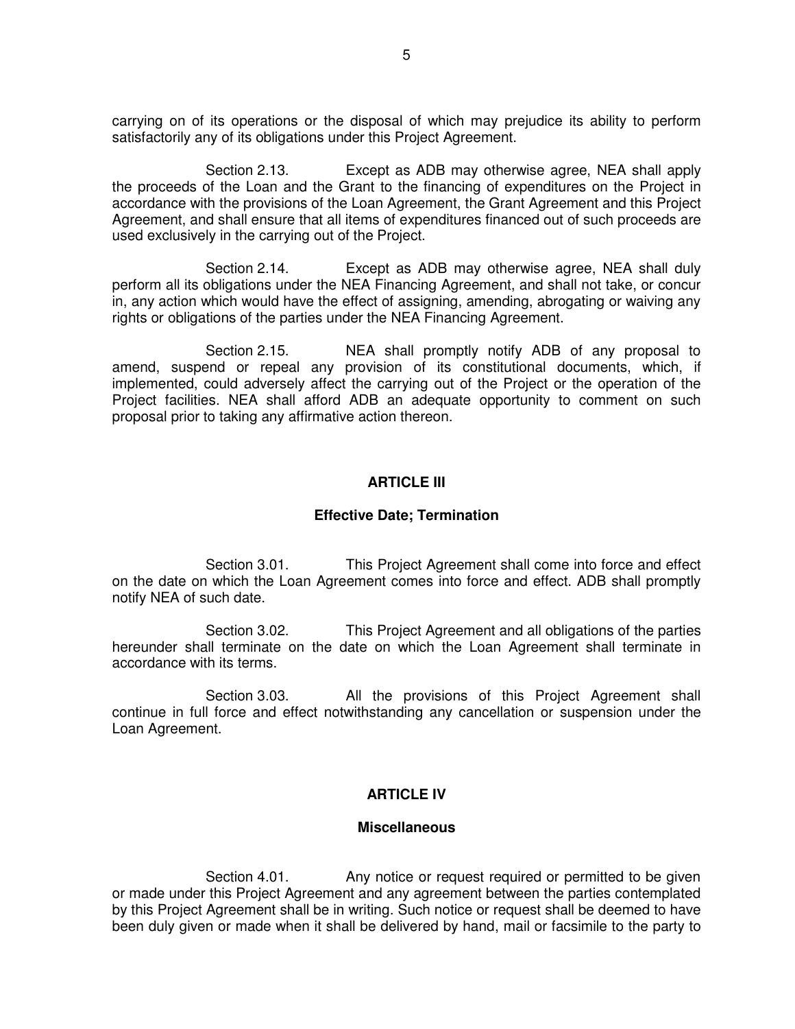carrying on of its operations or the disposal of which may prejudice its ability to perform satisfactorily any of its obligations under this Project Agreement.

Section 2.13. Except as ADB may otherwise agree, NEA shall apply the proceeds of the Loan and the Grant to the financing of expenditures on the Project in accordance with the provisions of the Loan Agreement, the Grant Agreement and this Project Agreement, and shall ensure that all items of expenditures financed out of such proceeds are used exclusively in the carrying out of the Project.

Section 2.14. Except as ADB may otherwise agree, NEA shall duly perform all its obligations under the NEA Financing Agreement, and shall not take, or concur in, any action which would have the effect of assigning, amending, abrogating or waiving any rights or obligations of the parties under the NEA Financing Agreement.

Section 2.15. NEA shall promptly notify ADB of any proposal to amend, suspend or repeal any provision of its constitutional documents, which, if implemented, could adversely affect the carrying out of the Project or the operation of the Project facilities. NEA shall afford ADB an adequate opportunity to comment on such proposal prior to taking any affirmative action thereon.

## ARTICLE III

### Effective Date; Termination

Section 3.01. This Project Agreement shall come into force and effect on the date on which the Loan Agreement comes into force and effect. ADB shall promptly notify NEA of such date.

Section 3.02. This Project Agreement and all obligations of the parties hereunder shall terminate on the date on which the Loan Agreement shall terminate in accordance with its terms.

Section 3.03. All the provisions of this Project Agreement shall continue in full force and effect notwithstanding any cancellation or suspension under the Loan Agreement.

## ARTICLE IV

### Miscellaneous

Section 4.01. Any notice or request required or permitted to be given or made under this Project Agreement and any agreement between the parties contemplated by this Project Agreement shall be in writing. Such notice or request shall be deemed to have been duly given or made when it shall be delivered by hand, mail or facsimile to the party to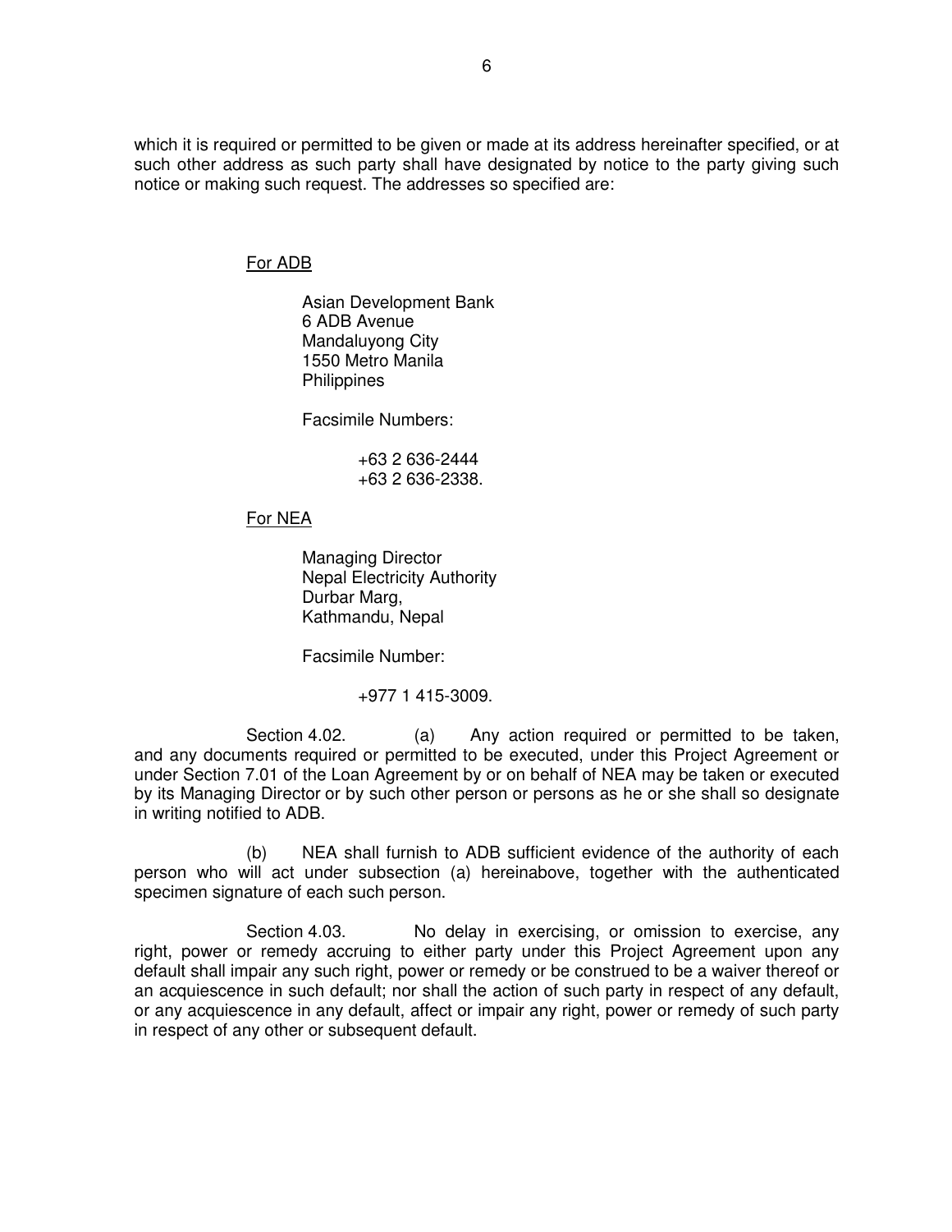which it is required or permitted to be given or made at its address hereinafter specified, or at such other address as such party shall have designated by notice to the party giving such notice or making such request. The addresses so specified are:

For ADB

Asian Development Bank
6 ADB Avenue
Mandaluyong City
1550 Metro Manila
Philippines

Facsimile Numbers:

+63 2 636-2444
+63 2 636-2338.

For NEA

Managing Director
Nepal Electricity Authority
Durbar Marg,
Kathmandu, Nepal

Facsimile Number:

+977 1 415-3009.

Section 4.02. (a) Any action required or permitted to be taken, and any documents required or permitted to be executed, under this Project Agreement or under Section 7.01 of the Loan Agreement by or on behalf of NEA may be taken or executed by its Managing Director or by such other person or persons as he or she shall so designate in writing notified to ADB.

(b) NEA shall furnish to ADB sufficient evidence of the authority of each person who will act under subsection (a) hereinabove, together with the authenticated specimen signature of each such person.

Section 4.03. No delay in exercising, or omission to exercise, any right, power or remedy accruing to either party under this Project Agreement upon any default shall impair any such right, power or remedy or be construed to be a waiver thereof or an acquiescence in such default; nor shall the action of such party in respect of any default, or any acquiescence in any default, affect or impair any right, power or remedy of such party in respect of any other or subsequent default.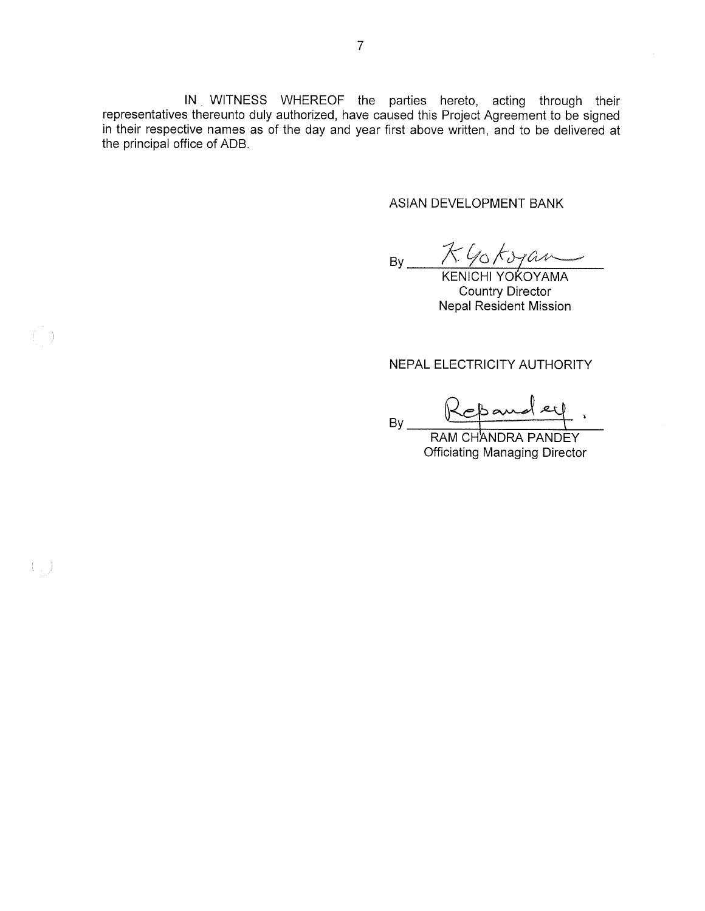IN WITNESS WHEREOF the parties hereto, acting through their representatives thereunto duly authorized, have caused this Project Agreement to be signed in their respective names as of the day and year first above written, and to be delivered at the principal office of ADB.

ASIAN DEVELOPMENT BANK

By K. Yokoyama

KENICHI YOKOYAMA
Country Director
Nepal Resident Mission

NEPAL ELECTRICITY AUTHORITY

By Rcpandey.

RAM CHANDRA PANDEY
Officiating Managing Director